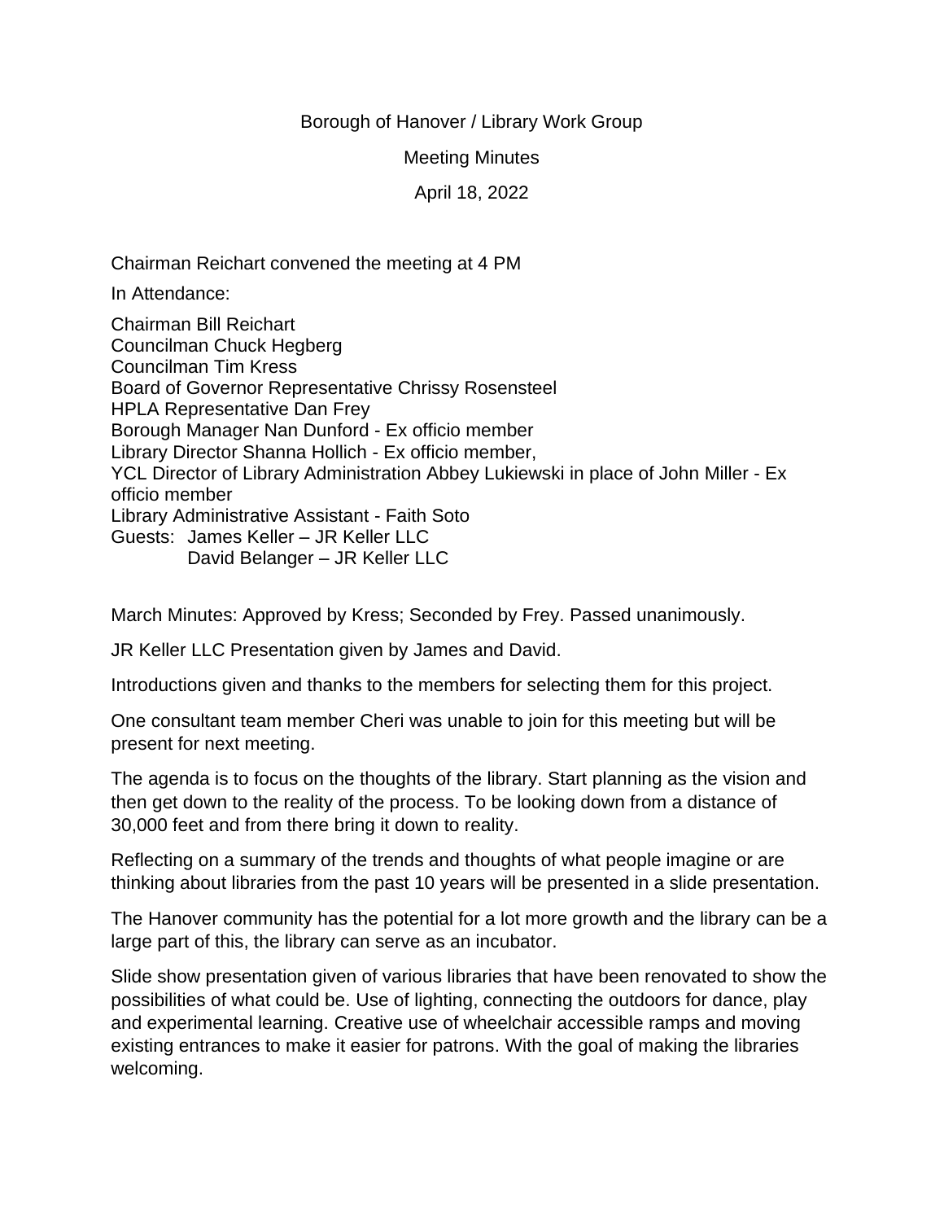Borough of Hanover / Library Work Group

Meeting Minutes

April 18, 2022

Chairman Reichart convened the meeting at 4 PM

In Attendance:

Chairman Bill Reichart
Councilman Chuck Hegberg
Councilman Tim Kress
Board of Governor Representative Chrissy Rosensteel
HPLA Representative Dan Frey
Borough Manager Nan Dunford - Ex officio member
Library Director Shanna Hollich - Ex officio member,
YCL Director of Library Administration Abbey Lukiewski in place of John Miller - Ex officio member
Library Administrative Assistant - Faith Soto
Guests: James Keller – JR Keller LLC
David Belanger – JR Keller LLC

March Minutes: Approved by Kress; Seconded by Frey. Passed unanimously.

JR Keller LLC Presentation given by James and David.

Introductions given and thanks to the members for selecting them for this project.

One consultant team member Cheri was unable to join for this meeting but will be present for next meeting.

The agenda is to focus on the thoughts of the library. Start planning as the vision and then get down to the reality of the process. To be looking down from a distance of 30,000 feet and from there bring it down to reality.

Reflecting on a summary of the trends and thoughts of what people imagine or are thinking about libraries from the past 10 years will be presented in a slide presentation.

The Hanover community has the potential for a lot more growth and the library can be a large part of this, the library can serve as an incubator.

Slide show presentation given of various libraries that have been renovated to show the possibilities of what could be. Use of lighting, connecting the outdoors for dance, play and experimental learning. Creative use of wheelchair accessible ramps and moving existing entrances to make it easier for patrons. With the goal of making the libraries welcoming.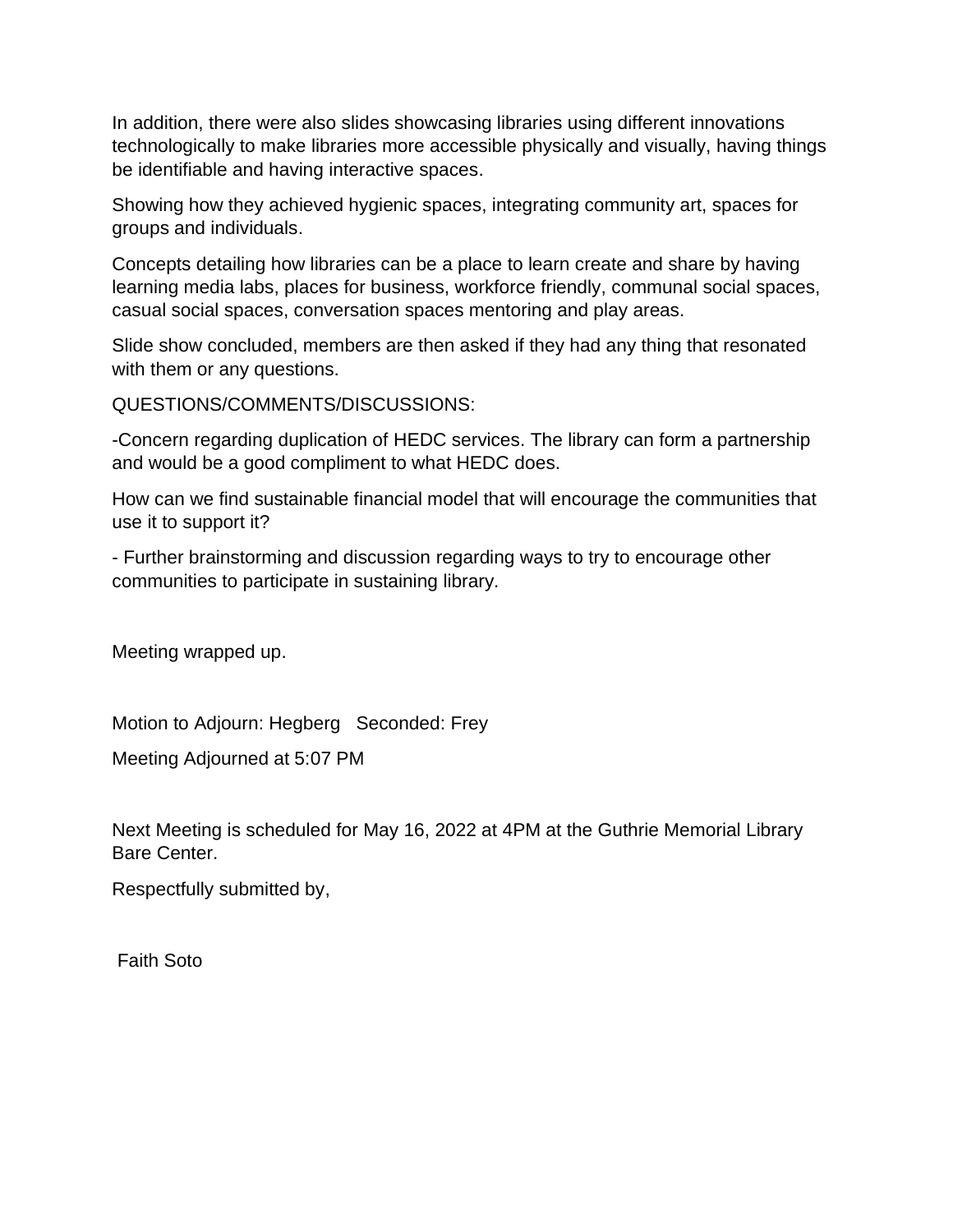In addition, there were also slides showcasing libraries using different innovations technologically to make libraries more accessible physically and visually, having things be identifiable and having interactive spaces.

Showing how they achieved hygienic spaces, integrating community art, spaces for groups and individuals.

Concepts detailing how libraries can be a place to learn create and share by having learning media labs, places for business, workforce friendly, communal social spaces, casual social spaces, conversation spaces mentoring and play areas.

Slide show concluded, members are then asked if they had any thing that resonated with them or any questions.

QUESTIONS/COMMENTS/DISCUSSIONS:

-Concern regarding duplication of HEDC services. The library can form a partnership and would be a good compliment to what HEDC does.

How can we find sustainable financial model that will encourage the communities that use it to support it?

- Further brainstorming and discussion regarding ways to try to encourage other communities to participate in sustaining library.

Meeting wrapped up.

Motion to Adjourn: Hegberg   Seconded: Frey

Meeting Adjourned at 5:07 PM

Next Meeting is scheduled for May 16, 2022 at 4PM at the Guthrie Memorial Library Bare Center.

Respectfully submitted by,

Faith Soto